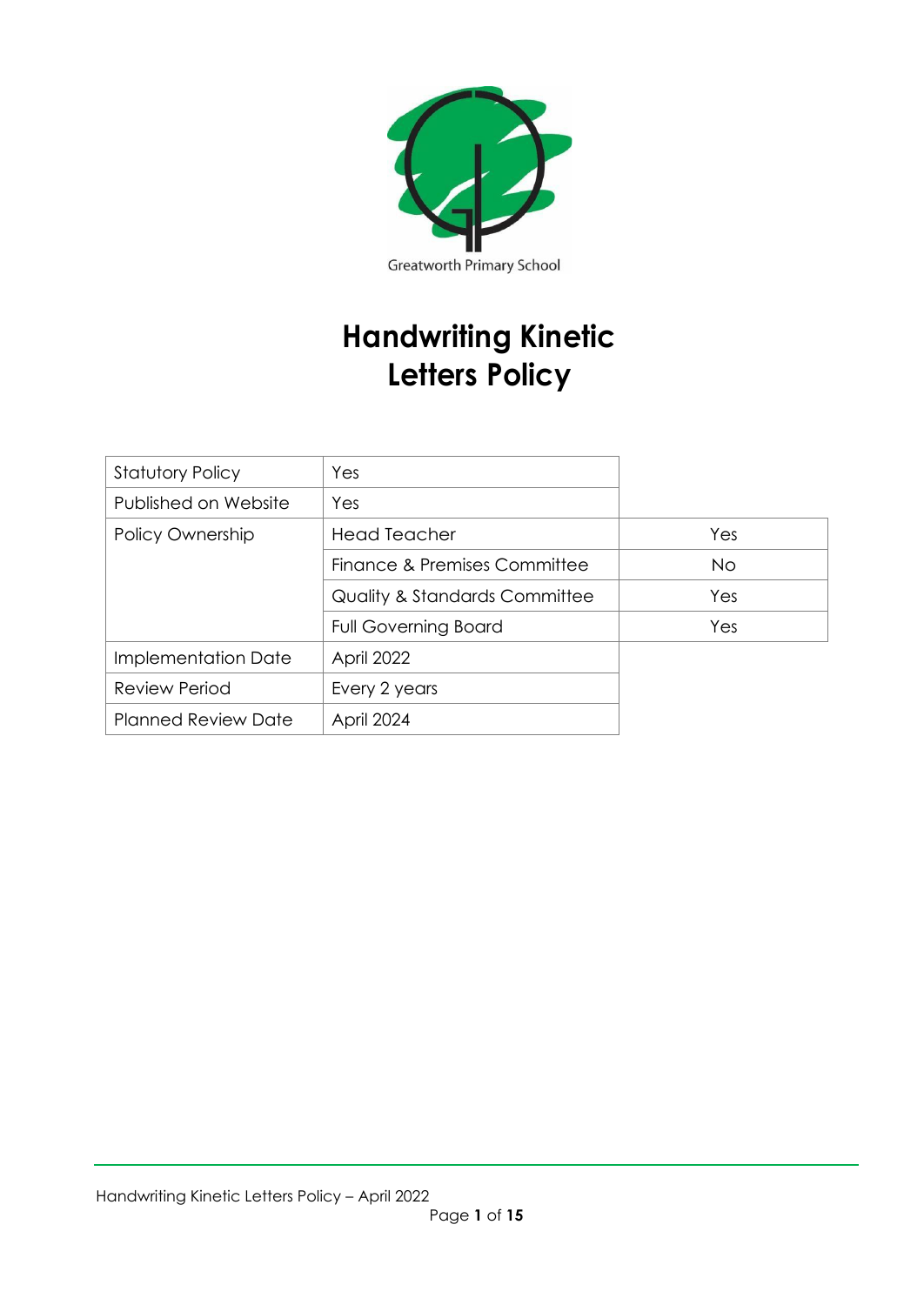Greatworth Primary School

# Handwriting Kinetic Letters Policy

| | | |
|---|---|---|
| Statutory Policy | Yes | |
| Published on Website | Yes | |
| Policy Ownership | Head Teacher | Yes |
| | Finance & Premises Committee | No |
| | Quality & Standards Committee | Yes |
| | Full Governing Board | Yes |
| Implementation Date | April 2022 | |
| Review Period | Every 2 years | |
| Planned Review Date | April 2024 | |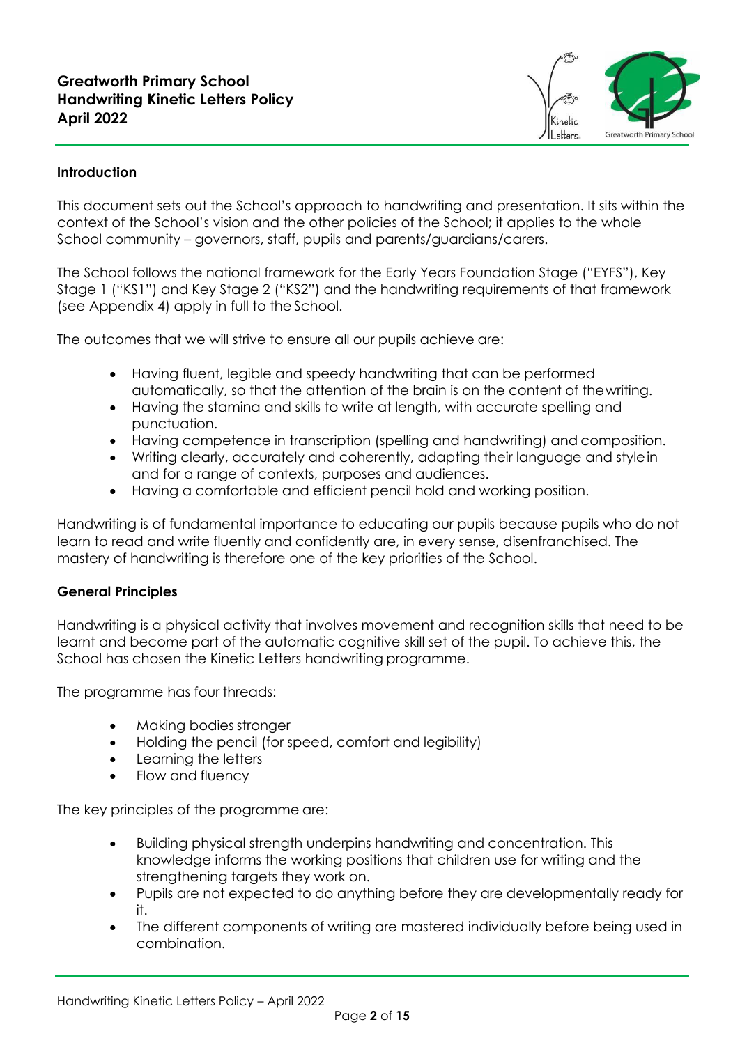**Greatworth Primary School**
**Handwriting Kinetic Letters Policy**
**April 2022**

### Introduction

This document sets out the School's approach to handwriting and presentation. It sits within the context of the School's vision and the other policies of the School; it applies to the whole School community – governors, staff, pupils and parents/guardians/carers.

The School follows the national framework for the Early Years Foundation Stage ("EYFS"), Key Stage 1 ("KS1") and Key Stage 2 ("KS2") and the handwriting requirements of that framework (see Appendix 4) apply in full to the School.

The outcomes that we will strive to ensure all our pupils achieve are:

- Having fluent, legible and speedy handwriting that can be performed automatically, so that the attention of the brain is on the content of the writing.
- Having the stamina and skills to write at length, with accurate spelling and punctuation.
- Having competence in transcription (spelling and handwriting) and composition.
- Writing clearly, accurately and coherently, adapting their language and style in and for a range of contexts, purposes and audiences.
- Having a comfortable and efficient pencil hold and working position.

Handwriting is of fundamental importance to educating our pupils because pupils who do not learn to read and write fluently and confidently are, in every sense, disenfranchised. The mastery of handwriting is therefore one of the key priorities of the School.

### General Principles

Handwriting is a physical activity that involves movement and recognition skills that need to be learnt and become part of the automatic cognitive skill set of the pupil. To achieve this, the School has chosen the Kinetic Letters handwriting programme.

The programme has four threads:

- Making bodies stronger
- Holding the pencil (for speed, comfort and legibility)
- Learning the letters
- Flow and fluency

The key principles of the programme are:

- Building physical strength underpins handwriting and concentration. This knowledge informs the working positions that children use for writing and the strengthening targets they work on.
- Pupils are not expected to do anything before they are developmentally ready for it.
- The different components of writing are mastered individually before being used in combination.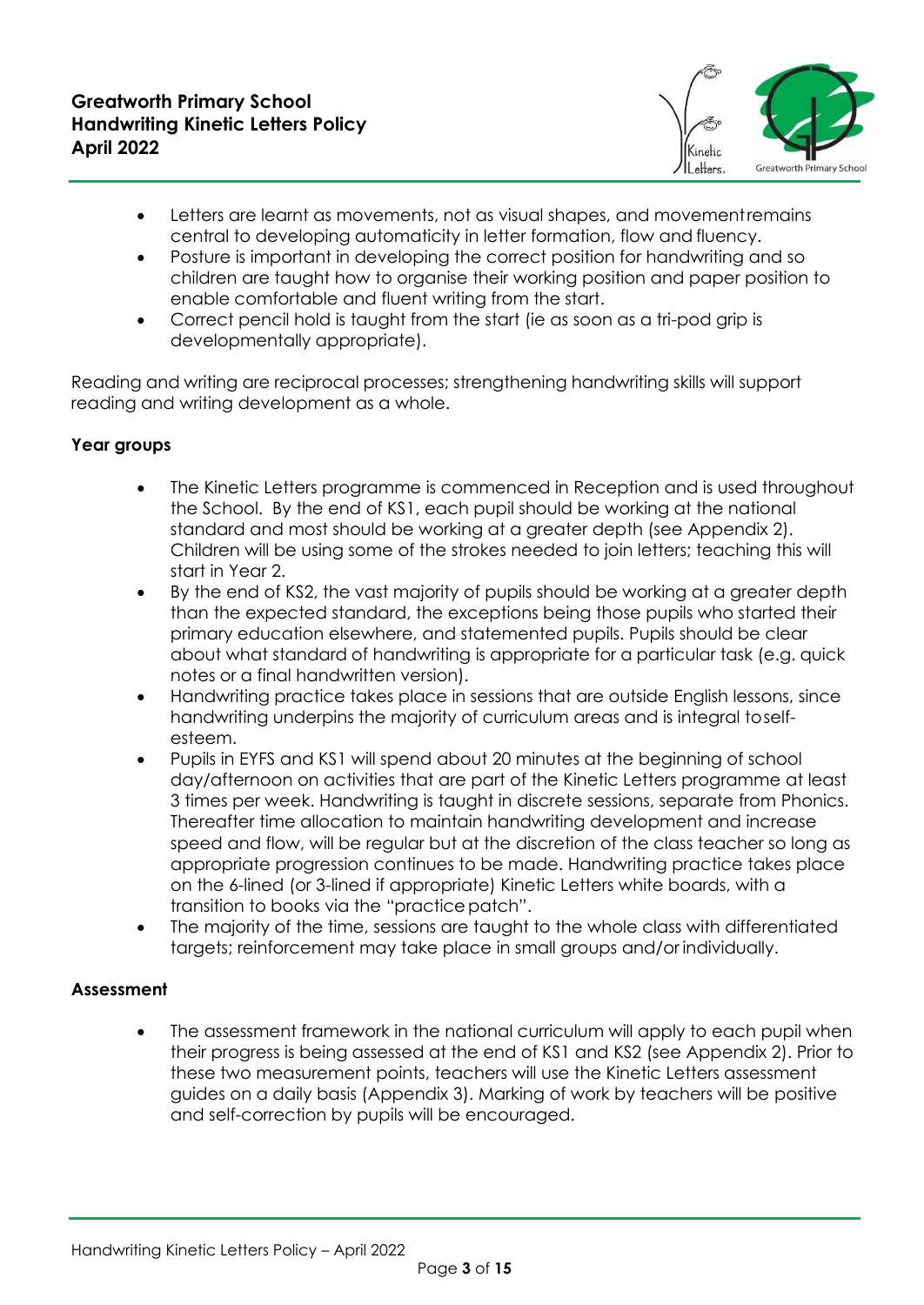- Letters are learnt as movements, not as visual shapes, and movement remains central to developing automaticity in letter formation, flow and fluency.
- Posture is important in developing the correct position for handwriting and so children are taught how to organise their working position and paper position to enable comfortable and fluent writing from the start.
- Correct pencil hold is taught from the start (ie as soon as a tri-pod grip is developmentally appropriate).

Reading and writing are reciprocal processes; strengthening handwriting skills will support reading and writing development as a whole.

**Year groups**

- The Kinetic Letters programme is commenced in Reception and is used throughout the School. By the end of KS1, each pupil should be working at the national standard and most should be working at a greater depth (see Appendix 2). Children will be using some of the strokes needed to join letters; teaching this will start in Year 2.
- By the end of KS2, the vast majority of pupils should be working at a greater depth than the expected standard, the exceptions being those pupils who started their primary education elsewhere, and statemented pupils. Pupils should be clear about what standard of handwriting is appropriate for a particular task (e.g. quick notes or a final handwritten version).
- Handwriting practice takes place in sessions that are outside English lessons, since handwriting underpins the majority of curriculum areas and is integral to self-esteem.
- Pupils in EYFS and KS1 will spend about 20 minutes at the beginning of school day/afternoon on activities that are part of the Kinetic Letters programme at least 3 times per week. Handwriting is taught in discrete sessions, separate from Phonics. Thereafter time allocation to maintain handwriting development and increase speed and flow, will be regular but at the discretion of the class teacher so long as appropriate progression continues to be made. Handwriting practice takes place on the 6-lined (or 3-lined if appropriate) Kinetic Letters white boards, with a transition to books via the "practice patch".
- The majority of the time, sessions are taught to the whole class with differentiated targets; reinforcement may take place in small groups and/or individually.

**Assessment**

- The assessment framework in the national curriculum will apply to each pupil when their progress is being assessed at the end of KS1 and KS2 (see Appendix 2). Prior to these two measurement points, teachers will use the Kinetic Letters assessment guides on a daily basis (Appendix 3). Marking of work by teachers will be positive and self-correction by pupils will be encouraged.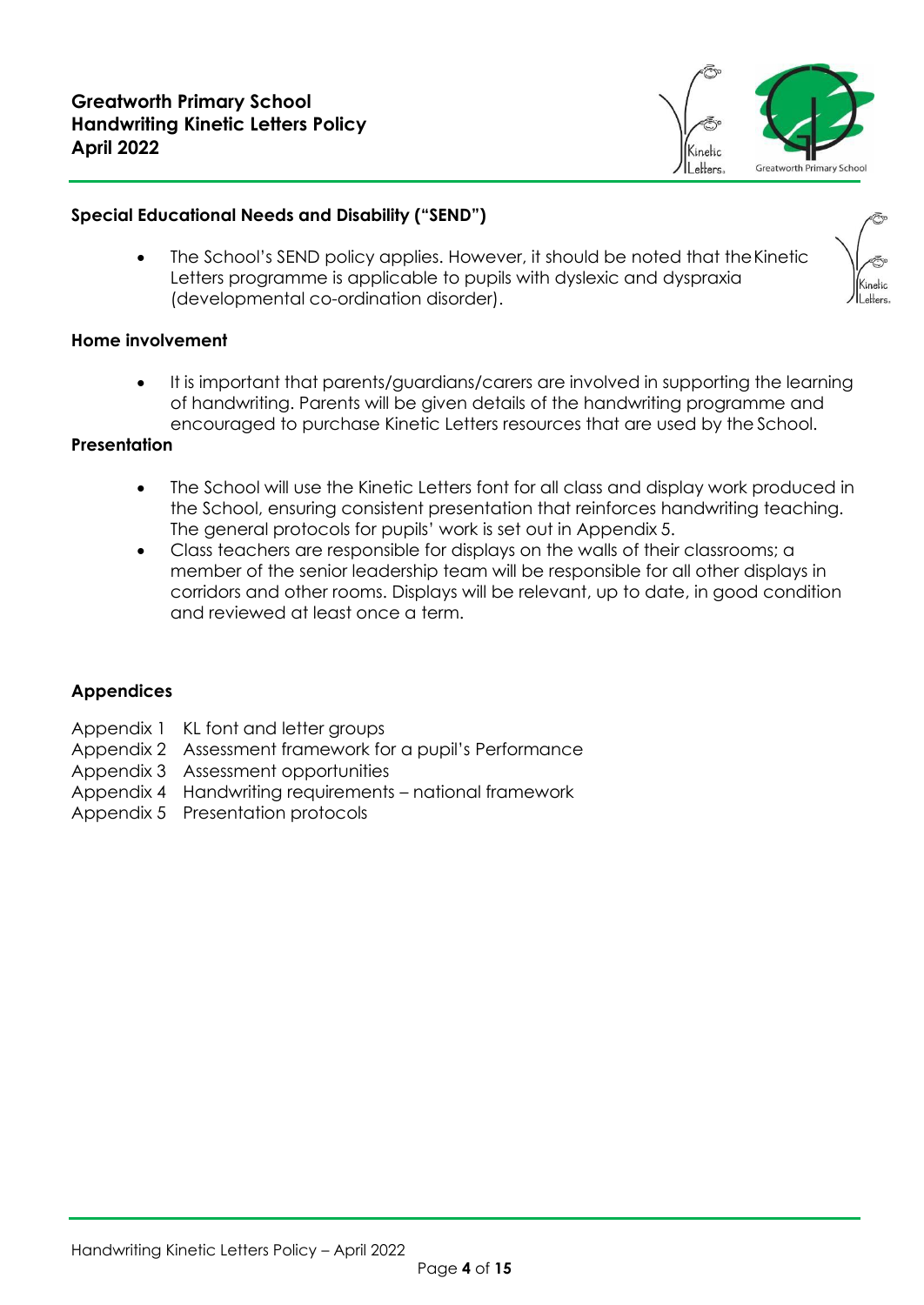### Special Educational Needs and Disability ("SEND")

- The School's SEND policy applies. However, it should be noted that the Kinetic Letters programme is applicable to pupils with dyslexic and dyspraxia (developmental co-ordination disorder).

### Home involvement

- It is important that parents/guardians/carers are involved in supporting the learning of handwriting. Parents will be given details of the handwriting programme and encouraged to purchase Kinetic Letters resources that are used by the School.

### Presentation

- The School will use the Kinetic Letters font for all class and display work produced in the School, ensuring consistent presentation that reinforces handwriting teaching. The general protocols for pupils' work is set out in Appendix 5.
- Class teachers are responsible for displays on the walls of their classrooms; a member of the senior leadership team will be responsible for all other displays in corridors and other rooms. Displays will be relevant, up to date, in good condition and reviewed at least once a term.

### Appendices

Appendix 1 KL font and letter groups
Appendix 2 Assessment framework for a pupil's Performance
Appendix 3 Assessment opportunities
Appendix 4 Handwriting requirements – national framework
Appendix 5 Presentation protocols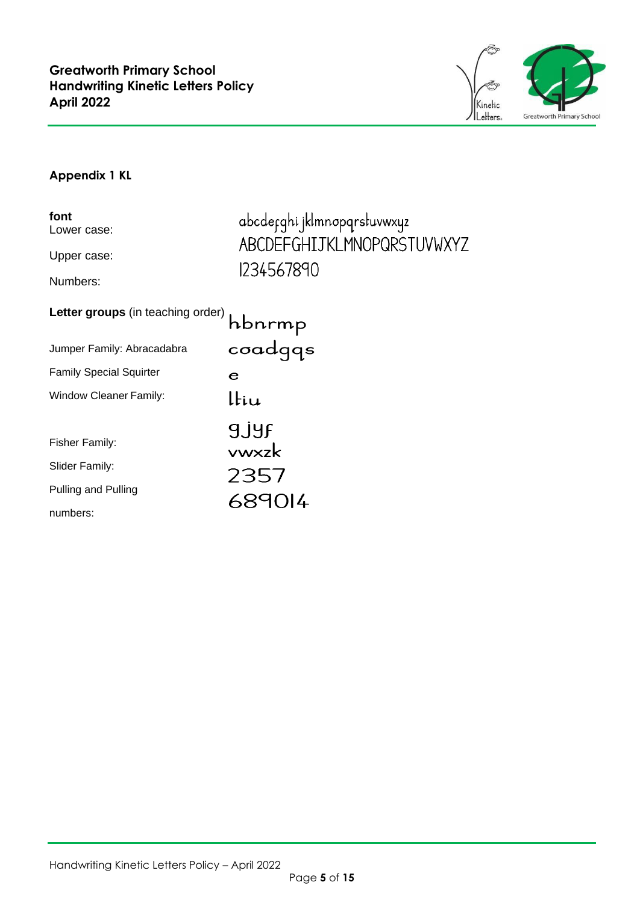## Appendix 1 KL

**font**

| | |
|---|---|
| Lower case: | abcdefghijklmnopqrstuvwxyz |
| Upper case: | ABCDEFGHIJKLMNOPQRSTUVWXYZ |
| Numbers: | 1234567890 |

**Letter groups** (in teaching order)

| | |
|---|---|
| Jumper Family: Abracadabra | hbnrmp |
| Family Special Squirter | coadgqs |
| Window Cleaner Family: | e |
| Fisher Family: | ltiu |
| Slider Family: | gjyf |
| Pulling and Pulling numbers: | vwxzk |
| | 2357 |
| | 689014 |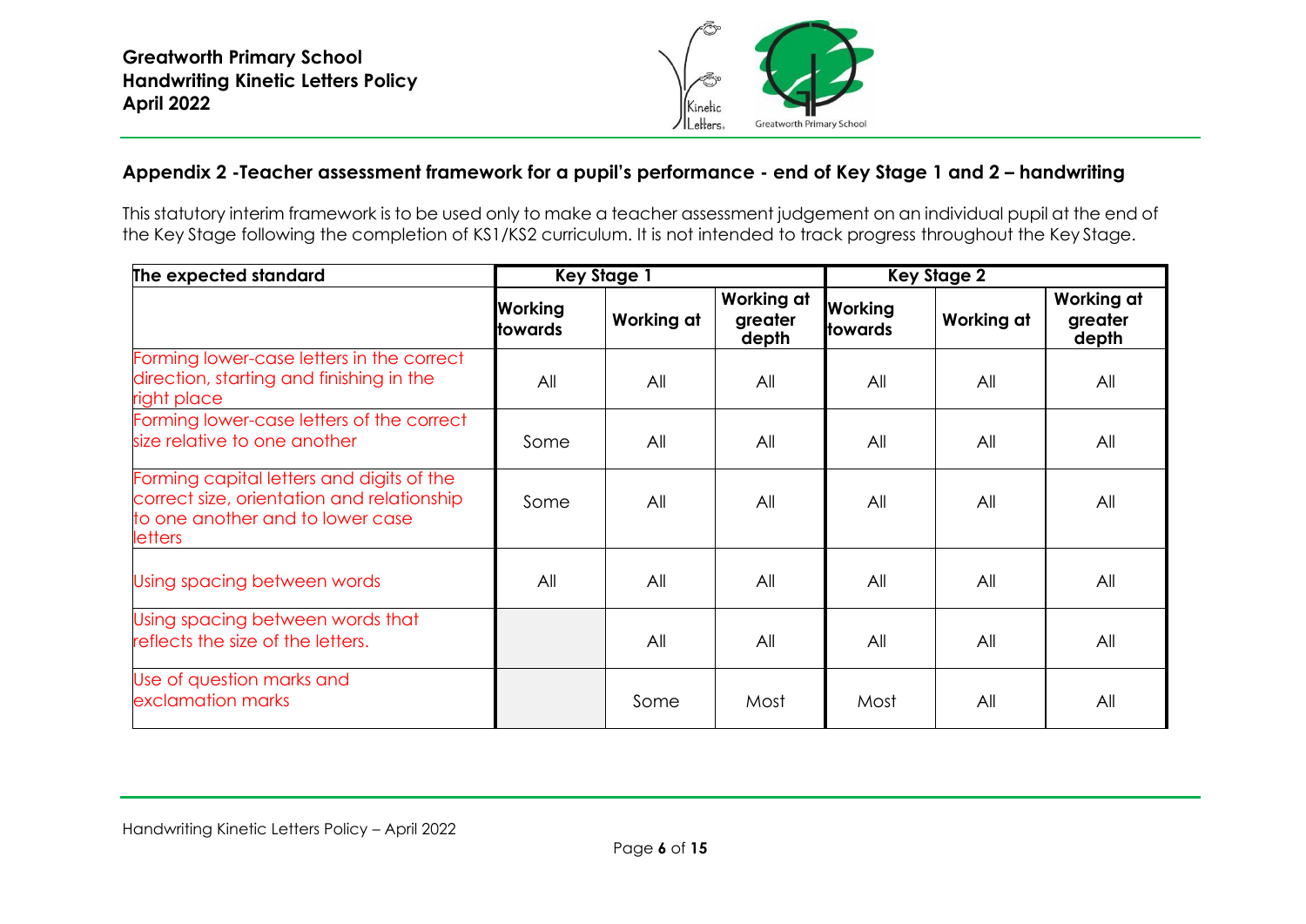## Appendix 2 -Teacher assessment framework for a pupil's performance - end of Key Stage 1 and 2 – handwriting

This statutory interim framework is to be used only to make a teacher assessment judgement on an individual pupil at the end of the Key Stage following the completion of KS1/KS2 curriculum. It is not intended to track progress throughout the Key Stage.

| The expected standard | Key Stage 1 | | | Key Stage 2 | | |
|---|---|---|---|---|---|---|
| | **Working towards** | **Working at** | **Working at greater depth** | **Working towards** | **Working at** | **Working at greater depth** |
| Forming lower-case letters in the correct direction, starting and finishing in the right place | All | All | All | All | All | All |
| Forming lower-case letters of the correct size relative to one another | Some | All | All | All | All | All |
| Forming capital letters and digits of the correct size, orientation and relationship to one another and to lower case letters | Some | All | All | All | All | All |
| Using spacing between words | All | All | All | All | All | All |
| Using spacing between words that reflects the size of the letters. | | All | All | All | All | All |
| Use of question marks and exclamation marks | | Some | Most | Most | All | All |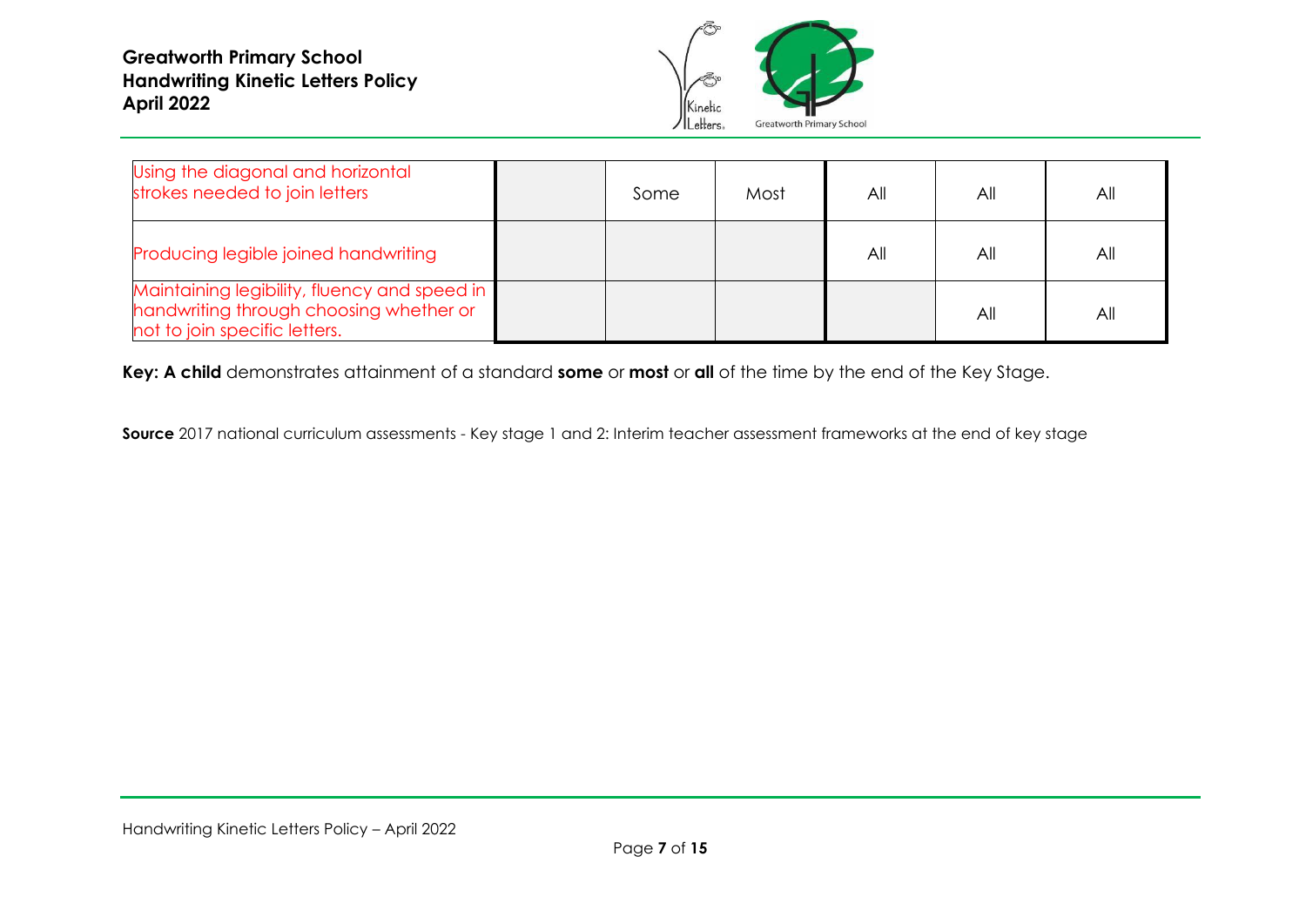| | | | | | | |
|---|---|---|---|---|---|---|
| Using the diagonal and horizontal strokes needed to join letters | | Some | Most | All | All | All |
| Producing legible joined handwriting | | | | All | All | All |
| Maintaining legibility, fluency and speed in handwriting through choosing whether or not to join specific letters. | | | | | All | All |

**Key: A child** demonstrates attainment of a standard **some** or **most** or **all** of the time by the end of the Key Stage.

**Source** 2017 national curriculum assessments - Key stage 1 and 2: Interim teacher assessment frameworks at the end of key stage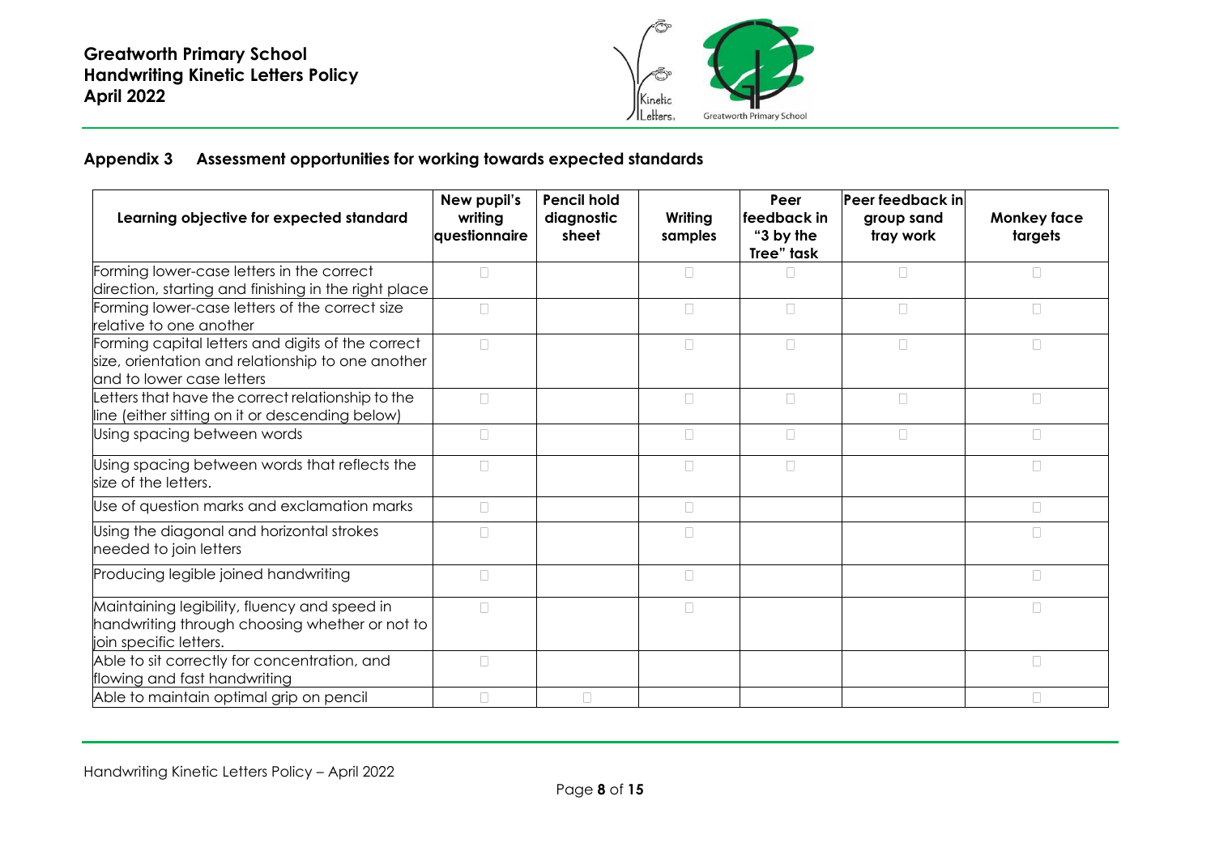## Appendix 3 Assessment opportunities for working towards expected standards

| Learning objective for expected standard | New pupil's writing questionnaire | Pencil hold diagnostic sheet | Writing samples | Peer feedback in "3 by the Tree" task | Peer feedback in group sand tray work | Monkey face targets |
|---|---|---|---|---|---|---|
| Forming lower-case letters in the correct direction, starting and finishing in the right place | ☐ | | ☐ | ☐ | ☐ | ☐ |
| Forming lower-case letters of the correct size relative to one another | ☐ | | ☐ | ☐ | ☐ | ☐ |
| Forming capital letters and digits of the correct size, orientation and relationship to one another and to lower case letters | ☐ | | ☐ | ☐ | ☐ | ☐ |
| Letters that have the correct relationship to the line (either sitting on it or descending below) | ☐ | | ☐ | ☐ | ☐ | ☐ |
| Using spacing between words | ☐ | | ☐ | ☐ | ☐ | ☐ |
| Using spacing between words that reflects the size of the letters. | ☐ | | ☐ | ☐ | | ☐ |
| Use of question marks and exclamation marks | ☐ | | ☐ | | | ☐ |
| Using the diagonal and horizontal strokes needed to join letters | ☐ | | ☐ | | | ☐ |
| Producing legible joined handwriting | ☐ | | ☐ | | | ☐ |
| Maintaining legibility, fluency and speed in handwriting through choosing whether or not to join specific letters. | ☐ | | ☐ | | | ☐ |
| Able to sit correctly for concentration, and flowing and fast handwriting | ☐ | | | | | ☐ |
| Able to maintain optimal grip on pencil | ☐ | ☐ | | | | ☐ |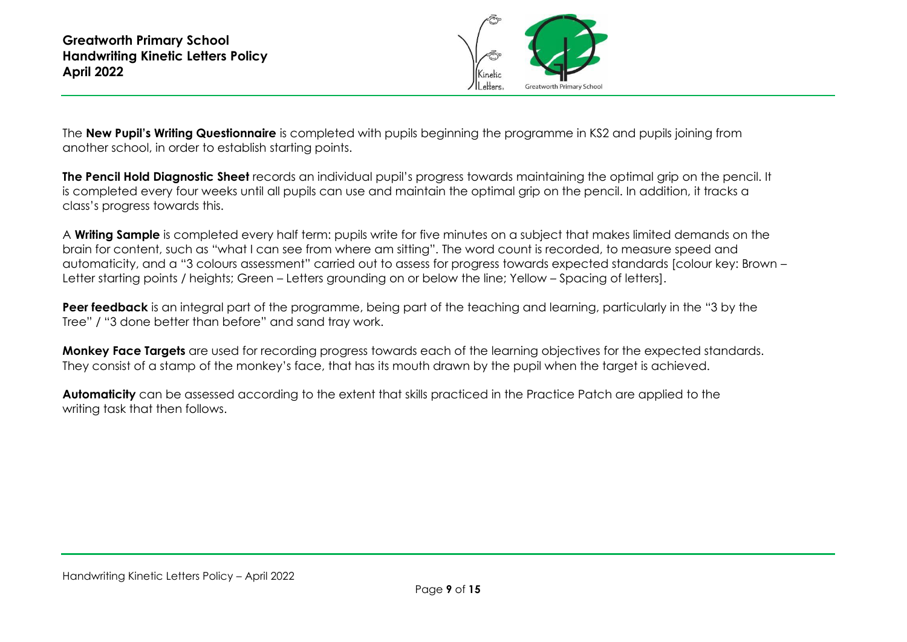The **New Pupil's Writing Questionnaire** is completed with pupils beginning the programme in KS2 and pupils joining from another school, in order to establish starting points.

**The Pencil Hold Diagnostic Sheet** records an individual pupil's progress towards maintaining the optimal grip on the pencil. It is completed every four weeks until all pupils can use and maintain the optimal grip on the pencil. In addition, it tracks a class's progress towards this.

A **Writing Sample** is completed every half term: pupils write for five minutes on a subject that makes limited demands on the brain for content, such as "what I can see from where am sitting". The word count is recorded, to measure speed and automaticity, and a "3 colours assessment" carried out to assess for progress towards expected standards [colour key: Brown – Letter starting points / heights; Green – Letters grounding on or below the line; Yellow – Spacing of letters].

**Peer feedback** is an integral part of the programme, being part of the teaching and learning, particularly in the "3 by the Tree" / "3 done better than before" and sand tray work.

**Monkey Face Targets** are used for recording progress towards each of the learning objectives for the expected standards. They consist of a stamp of the monkey's face, that has its mouth drawn by the pupil when the target is achieved.

**Automaticity** can be assessed according to the extent that skills practiced in the Practice Patch are applied to the writing task that then follows.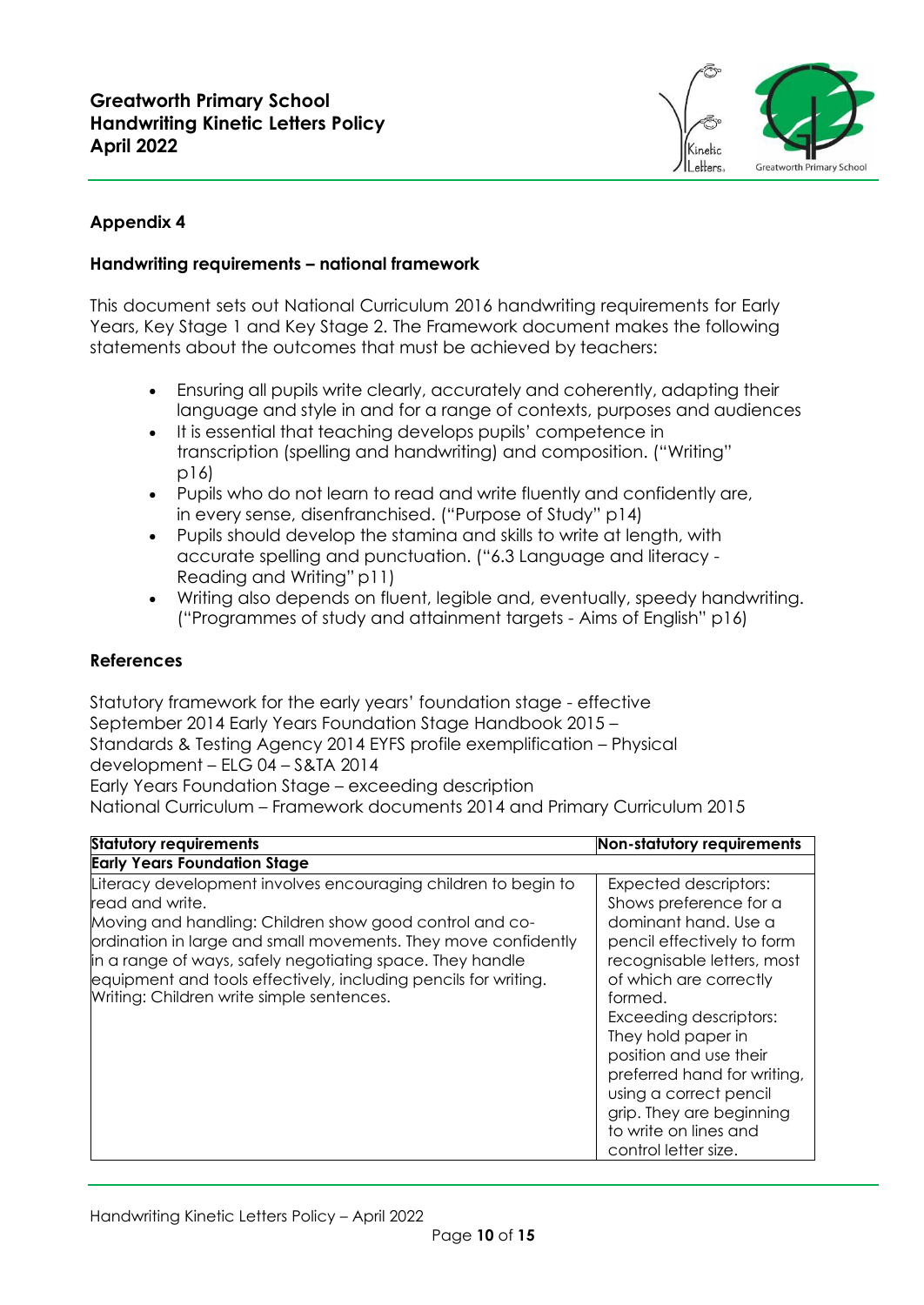## Appendix 4

### Handwriting requirements – national framework

This document sets out National Curriculum 2016 handwriting requirements for Early Years, Key Stage 1 and Key Stage 2. The Framework document makes the following statements about the outcomes that must be achieved by teachers:

- Ensuring all pupils write clearly, accurately and coherently, adapting their language and style in and for a range of contexts, purposes and audiences
- It is essential that teaching develops pupils' competence in transcription (spelling and handwriting) and composition. ("Writing" p16)
- Pupils who do not learn to read and write fluently and confidently are, in every sense, disenfranchised. ("Purpose of Study" p14)
- Pupils should develop the stamina and skills to write at length, with accurate spelling and punctuation. ("6.3 Language and literacy - Reading and Writing" p11)
- Writing also depends on fluent, legible and, eventually, speedy handwriting. ("Programmes of study and attainment targets - Aims of English" p16)

### References

Statutory framework for the early years' foundation stage - effective September 2014 Early Years Foundation Stage Handbook 2015 –
Standards & Testing Agency 2014 EYFS profile exemplification – Physical development – ELG 04 – S&TA 2014
Early Years Foundation Stage – exceeding description
National Curriculum – Framework documents 2014 and Primary Curriculum 2015

| **Statutory requirements** | **Non-statutory requirements** |
|---|---|
| **Early Years Foundation Stage** | |
| Literacy development involves encouraging children to begin to read and write.<br>Moving and handling: Children show good control and co-ordination in large and small movements. They move confidently in a range of ways, safely negotiating space. They handle equipment and tools effectively, including pencils for writing.<br>Writing: Children write simple sentences. | Expected descriptors: Shows preference for a dominant hand. Use a pencil effectively to form recognisable letters, most of which are correctly formed.<br>Exceeding descriptors: They hold paper in position and use their preferred hand for writing, using a correct pencil grip. They are beginning to write on lines and control letter size. |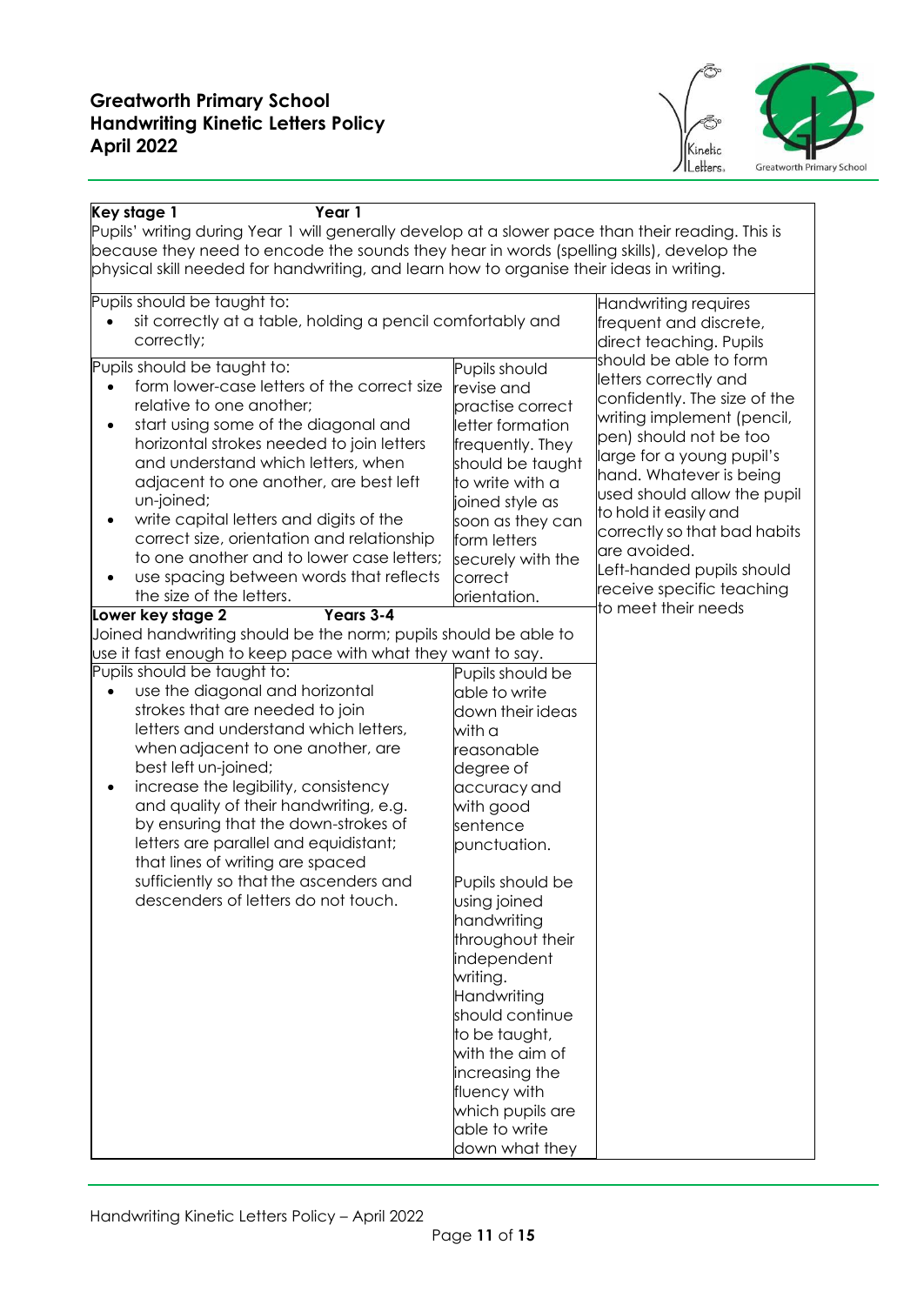**Key stage 1** **Year 1**

Pupils' writing during Year 1 will generally develop at a slower pace than their reading. This is because they need to encode the sounds they hear in words (spelling skills), develop the physical skill needed for handwriting, and learn how to organise their ideas in writing.

| Pupils should be taught to: | | Handwriting requires frequent and discrete, direct teaching. Pupils should be able to form letters correctly and confidently. The size of the writing implement (pencil, pen) should not be too large for a young pupil's hand. Whatever is being used should allow the pupil to hold it easily and correctly so that bad habits are avoided. Left-handed pupils should receive specific teaching to meet their needs |
|---|---|---|
| Pupils should be taught to: <br>• sit correctly at a table, holding a pencil comfortably and correctly; | | |
| Pupils should be taught to: <br>• form lower-case letters of the correct size relative to one another; <br>• start using some of the diagonal and horizontal strokes needed to join letters and understand which letters, when adjacent to one another, are best left un-joined; <br>• write capital letters and digits of the correct size, orientation and relationship to one another and to lower case letters; <br>• use spacing between words that reflects the size of the letters. | Pupils should revise and practise correct letter formation frequently. They should be taught to write with a joined style as soon as they can form letters securely with the correct orientation. | |
| **Lower key stage 2** **Years 3-4** <br>Joined handwriting should be the norm; pupils should be able to use it fast enough to keep pace with what they want to say. | | |
| Pupils should be taught to: <br>• use the diagonal and horizontal strokes that are needed to join letters and understand which letters, when adjacent to one another, are best left un-joined; <br>• increase the legibility, consistency and quality of their handwriting, e.g. by ensuring that the down-strokes of letters are parallel and equidistant; that lines of writing are spaced sufficiently so that the ascenders and descenders of letters do not touch. | Pupils should be able to write down their ideas with a reasonable degree of accuracy and with good sentence punctuation. <br><br>Pupils should be using joined handwriting throughout their independent writing. Handwriting should continue to be taught, with the aim of increasing the fluency with which pupils are able to write down what they | |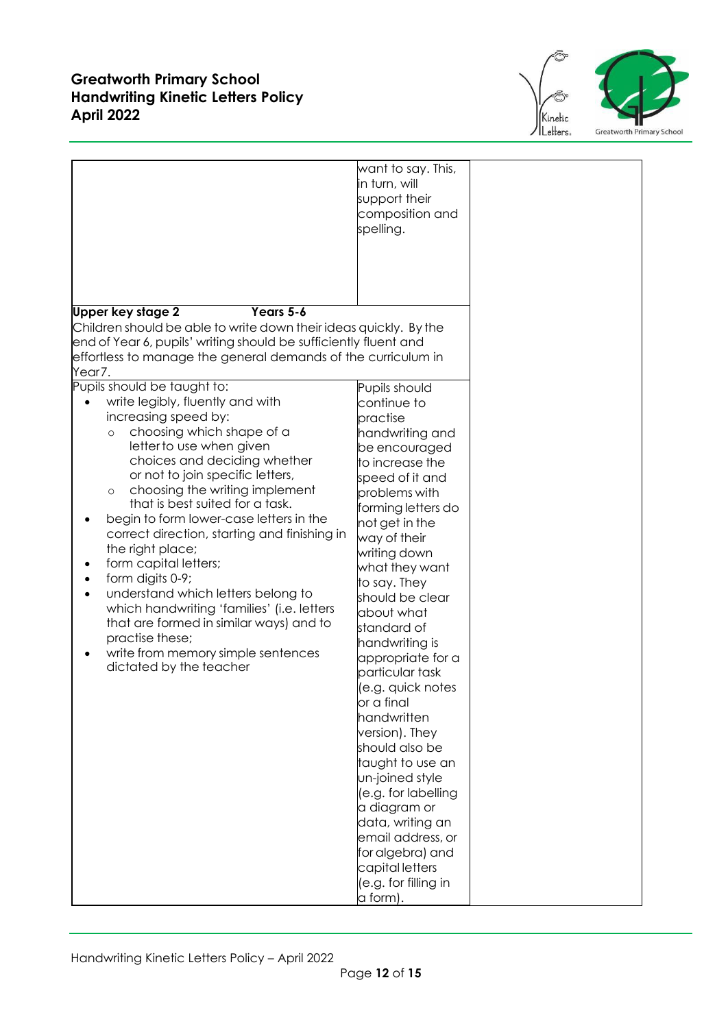| | | |
|---|---|---|
| | want to say. This, in turn, will support their composition and spelling. | |
| **Upper key stage 2** **Years 5-6**<br>Children should be able to write down their ideas quickly. By the end of Year 6, pupils' writing should be sufficiently fluent and effortless to manage the general demands of the curriculum in Year7. | | |
| Pupils should be taught to:<br>• write legibly, fluently and with increasing speed by:<br>&nbsp;&nbsp;○ choosing which shape of a letter to use when given choices and deciding whether or not to join specific letters,<br>&nbsp;&nbsp;○ choosing the writing implement that is best suited for a task.<br>• begin to form lower-case letters in the correct direction, starting and finishing in the right place;<br>• form capital letters;<br>• form digits 0-9;<br>• understand which letters belong to which handwriting 'families' (i.e. letters that are formed in similar ways) and to practise these;<br>• write from memory simple sentences dictated by the teacher | Pupils should continue to practise handwriting and be encouraged to increase the speed of it and problems with forming letters do not get in the way of their writing down what they want to say. They should be clear about what standard of handwriting is appropriate for a particular task (e.g. quick notes or a final handwritten version). They should also be taught to use an un-joined style (e.g. for labelling a diagram or data, writing an email address, or for algebra) and capital letters (e.g. for filling in a form). | |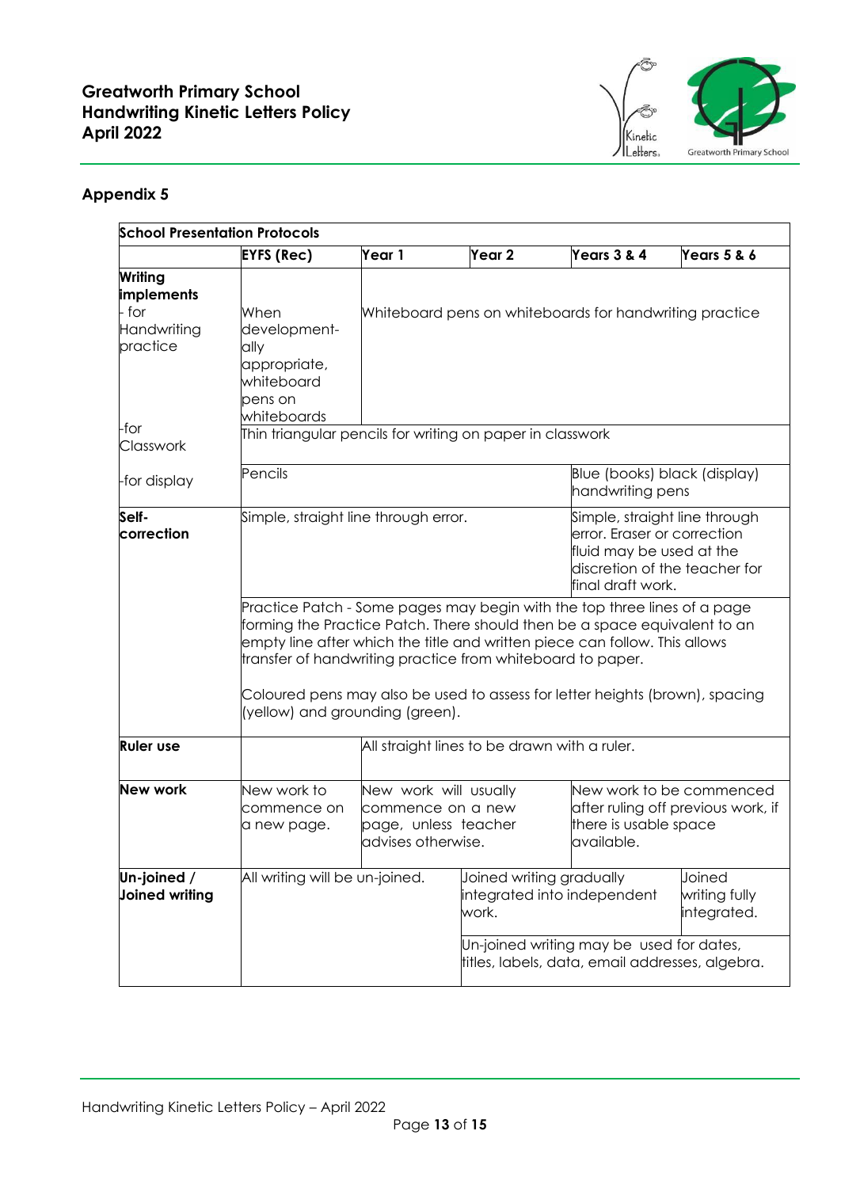## Appendix 5

| School Presentation Protocols | | | | | |
|---|---|---|---|---|---|
| | **EYFS (Rec)** | **Year 1** | **Year 2** | **Years 3 & 4** | **Years 5 & 6** |
| **Writing implements** - for Handwriting practice | When development-ally appropriate, whiteboard pens on whiteboards | Whiteboard pens on whiteboards for handwriting practice | | | |
| -for Classwork | Thin triangular pencils for writing on paper in classwork | | | | |
| -for display | Pencils | | | Blue (books) black (display) handwriting pens | |
| **Self-correction** | Simple, straight line through error. | | | Simple, straight line through error. Eraser or correction fluid may be used at the discretion of the teacher for final draft work. | |
| | Practice Patch - Some pages may begin with the top three lines of a page forming the Practice Patch. There should then be a space equivalent to an empty line after which the title and written piece can follow. This allows transfer of handwriting practice from whiteboard to paper.<br><br>Coloured pens may also be used to assess for letter heights (brown), spacing (yellow) and grounding (green). | | | | |
| **Ruler use** | | All straight lines to be drawn with a ruler. | | | |
| **New work** | New work to commence on a new page. | New work will usually commence on a new page, unless teacher advises otherwise. | | New work to be commenced after ruling off previous work, if there is usable space available. | |
| **Un-joined / Joined writing** | All writing will be un-joined. | | Joined writing gradually integrated into independent work. | | Joined writing fully integrated. |
| | | | Un-joined writing may be used for dates, titles, labels, data, email addresses, algebra. | | |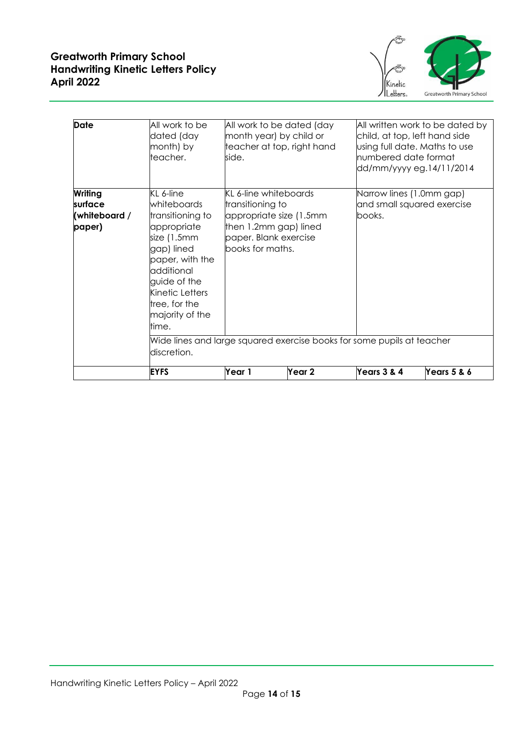| Date | All work to be dated (day month) by teacher. | All work to be dated (day month year) by child or teacher at top, right hand side. | | All written work to be dated by child, at top, left hand side using full date. Maths to use numbered date format dd/mm/yyyy eg.14/11/2014 | |
|---|---|---|---|---|---|
| Writing surface (whiteboard / paper) | KL 6-line whiteboards transitioning to appropriate size (1.5mm gap) lined paper, with the additional guide of the Kinetic Letters tree, for the majority of the time. | KL 6-line whiteboards transitioning to appropriate size (1.5mm then 1.2mm gap) lined paper. Blank exercise books for maths. | | Narrow lines (1.0mm gap) and small squared exercise books. | |
| | Wide lines and large squared exercise books for some pupils at teacher discretion. | | | | |
| | **EYFS** | **Year 1** | **Year 2** | **Years 3 & 4** | **Years 5 & 6** |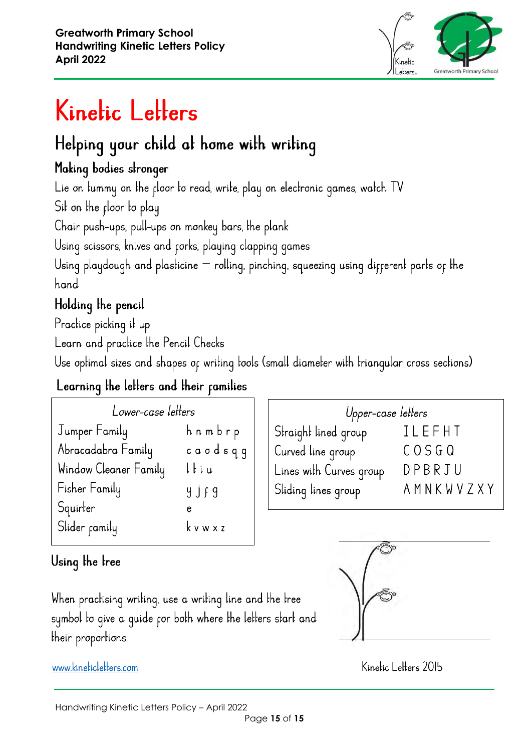# Kinetic Letters

## Helping your child at home with writing

### Making bodies stronger

Lie on tummy on the floor to read, write, play on electronic games, watch TV

Sit on the floor to play

Chair push-ups, pull-ups on monkey bars, the plank

Using scissors, knives and forks, playing clapping games

Using playdough and plasticine – rolling, pinching, squeezing using different parts of the hand

### Holding the pencil

Practice picking it up

Learn and practice the Pencil Checks

Use optimal sizes and shapes of writing tools (small diameter with triangular cross sections)

### Learning the letters and their families

| Lower-case letters | |
|---|---|
| Jumper Family | h n m b r p |
| Abracadabra Family | c a o d s q g |
| Window Cleaner Family | l t i u |
| Fisher Family | y j f g |
| Squirter | e |
| Slider family | k v w x z |

| Upper-case letters | |
|---|---|
| Straight lined group | I L E F H T |
| Curved line group | C O S G Q |
| Lines with Curves group | D P B R J U |
| Sliding lines group | A M N K W V Z X Y |

### Using the tree

When practising writing, use a writing line and the tree symbol to give a guide for both where the letters start and their proportions.

www.kineticletters.com

Kinetic Letters 2015